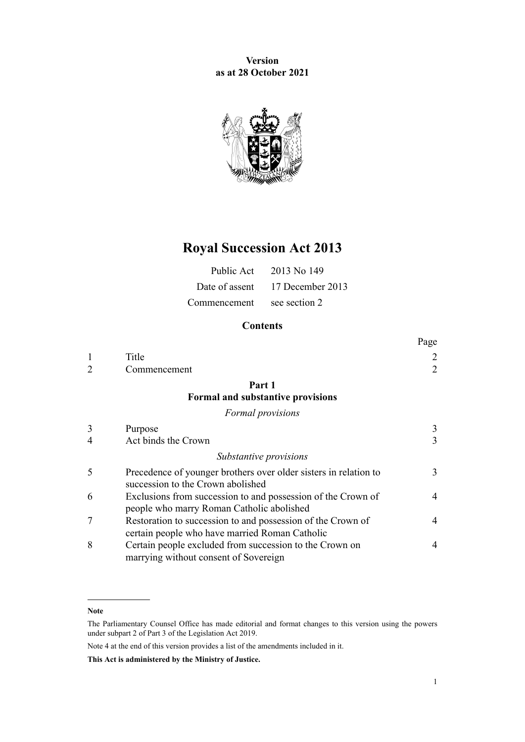**Version**
**as at 28 October 2021**

# Royal Succession Act 2013

| | |
|---|---|
| Public Act | 2013 No 149 |
| Date of assent | 17 December 2013 |
| Commencement | see section 2 |

## Contents

| | | Page |
|---|---|---|
| 1 | Title | 2 |
| 2 | Commencement | 2 |
| | **Part 1** **Formal and substantive provisions** | |
| | *Formal provisions* | |
| 3 | Purpose | 3 |
| 4 | Act binds the Crown | 3 |
| | *Substantive provisions* | |
| 5 | Precedence of younger brothers over older sisters in relation to succession to the Crown abolished | 3 |
| 6 | Exclusions from succession to and possession of the Crown of people who marry Roman Catholic abolished | 4 |
| 7 | Restoration to succession to and possession of the Crown of certain people who have married Roman Catholic | 4 |
| 8 | Certain people excluded from succession to the Crown on marrying without consent of Sovereign | 4 |

**Note**

The Parliamentary Counsel Office has made editorial and format changes to this version using the powers under subpart 2 of Part 3 of the Legislation Act 2019.

Note 4 at the end of this version provides a list of the amendments included in it.

**This Act is administered by the Ministry of Justice.**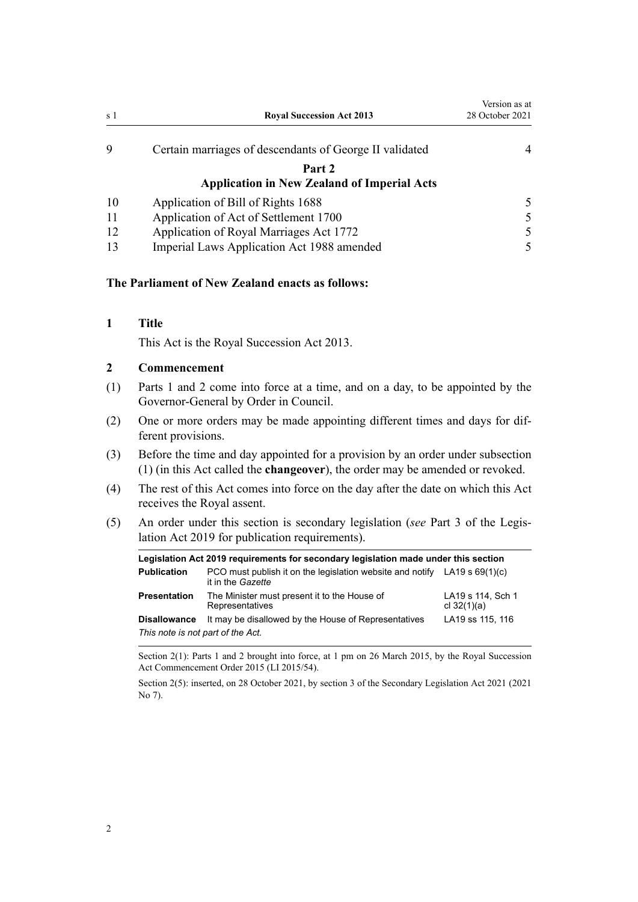| | | |
|---|---|---|
| 9 | Certain marriages of descendants of George II validated | 4 |

**Part 2**
**Application in New Zealand of Imperial Acts**

| | | |
|---|---|---|
| 10 | Application of Bill of Rights 1688 | 5 |
| 11 | Application of Act of Settlement 1700 | 5 |
| 12 | Application of Royal Marriages Act 1772 | 5 |
| 13 | Imperial Laws Application Act 1988 amended | 5 |

**The Parliament of New Zealand enacts as follows:**

### 1 Title

This Act is the Royal Succession Act 2013.

### 2 Commencement

(1) Parts 1 and 2 come into force at a time, and on a day, to be appointed by the Governor-General by Order in Council.

(2) One or more orders may be made appointing different times and days for different provisions.

(3) Before the time and day appointed for a provision by an order under subsection (1) (in this Act called the **changeover**), the order may be amended or revoked.

(4) The rest of this Act comes into force on the day after the date on which this Act receives the Royal assent.

(5) An order under this section is secondary legislation (*see* Part 3 of the Legislation Act 2019 for publication requirements).

| **Legislation Act 2019 requirements for secondary legislation made under this section** | | |
|---|---|---|
| **Publication** | PCO must publish it on the legislation website and notify it in the *Gazette* | LA19 s 69(1)(c) |
| **Presentation** | The Minister must present it to the House of Representatives | LA19 s 114, Sch 1 cl 32(1)(a) |
| **Disallowance** | It may be disallowed by the House of Representatives | LA19 ss 115, 116 |

*This note is not part of the Act.*

Section 2(1): Parts 1 and 2 brought into force, at 1 pm on 26 March 2015, by the Royal Succession Act Commencement Order 2015 (LI 2015/54).

Section 2(5): inserted, on 28 October 2021, by section 3 of the Secondary Legislation Act 2021 (2021 No 7).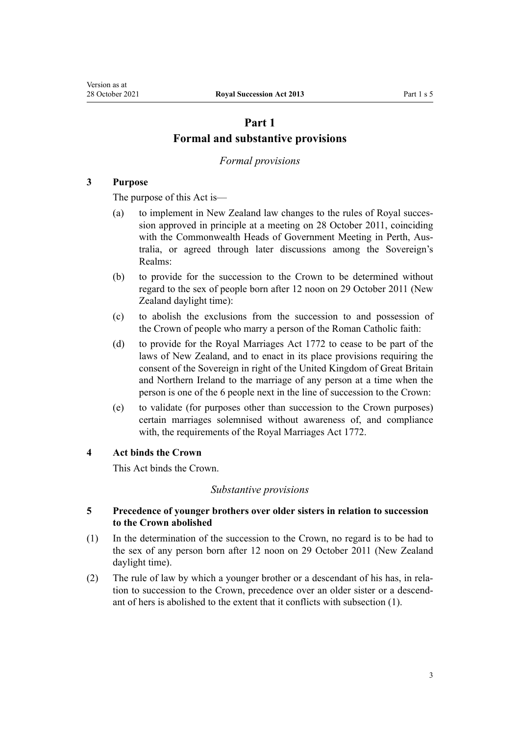# Part 1
# Formal and substantive provisions

*Formal provisions*

## 3 Purpose

The purpose of this Act is—

(a) to implement in New Zealand law changes to the rules of Royal succession approved in principle at a meeting on 28 October 2011, coinciding with the Commonwealth Heads of Government Meeting in Perth, Australia, or agreed through later discussions among the Sovereign's Realms:

(b) to provide for the succession to the Crown to be determined without regard to the sex of people born after 12 noon on 29 October 2011 (New Zealand daylight time):

(c) to abolish the exclusions from the succession to and possession of the Crown of people who marry a person of the Roman Catholic faith:

(d) to provide for the Royal Marriages Act 1772 to cease to be part of the laws of New Zealand, and to enact in its place provisions requiring the consent of the Sovereign in right of the United Kingdom of Great Britain and Northern Ireland to the marriage of any person at a time when the person is one of the 6 people next in the line of succession to the Crown:

(e) to validate (for purposes other than succession to the Crown purposes) certain marriages solemnised without awareness of, and compliance with, the requirements of the Royal Marriages Act 1772.

## 4 Act binds the Crown

This Act binds the Crown.

*Substantive provisions*

## 5 Precedence of younger brothers over older sisters in relation to succession to the Crown abolished

(1) In the determination of the succession to the Crown, no regard is to be had to the sex of any person born after 12 noon on 29 October 2011 (New Zealand daylight time).

(2) The rule of law by which a younger brother or a descendant of his has, in relation to succession to the Crown, precedence over an older sister or a descendant of hers is abolished to the extent that it conflicts with subsection (1).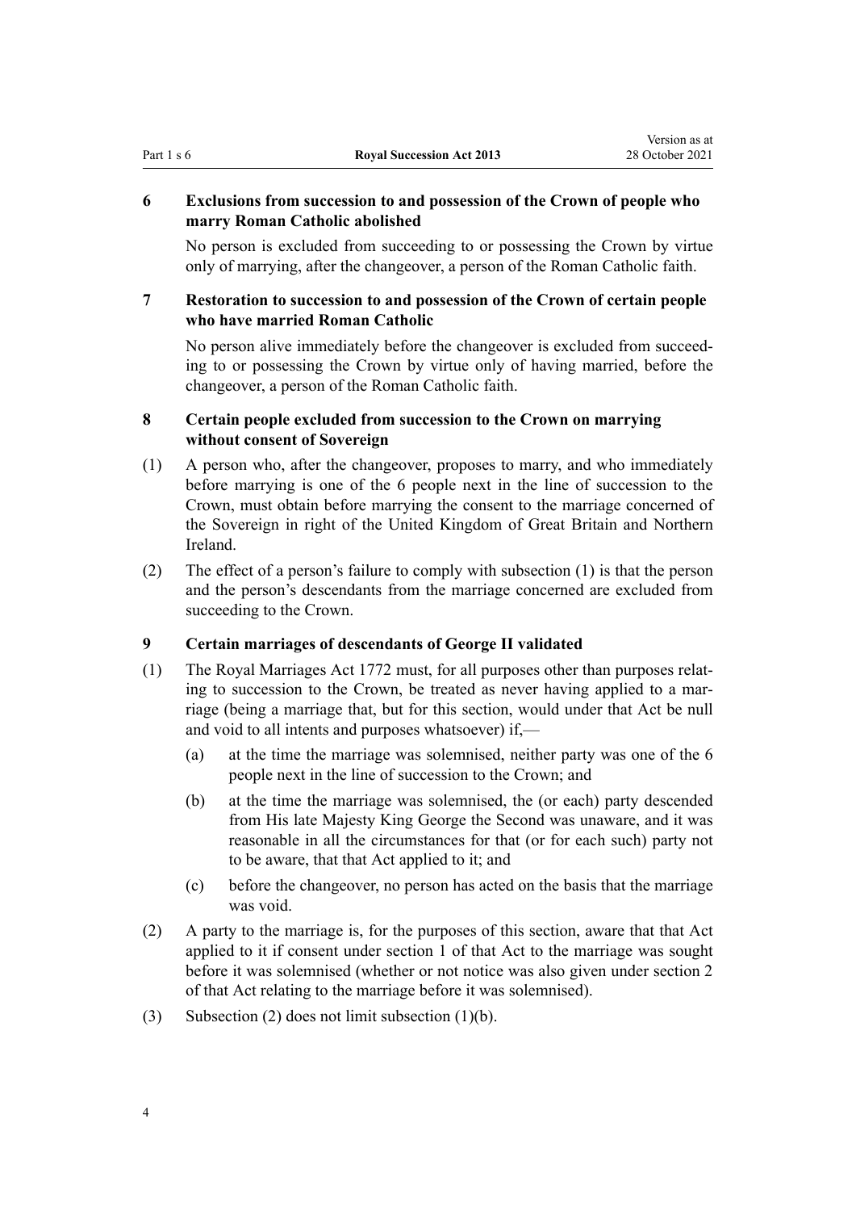### 6 Exclusions from succession to and possession of the Crown of people who marry Roman Catholic abolished

No person is excluded from succeeding to or possessing the Crown by virtue only of marrying, after the changeover, a person of the Roman Catholic faith.

### 7 Restoration to succession to and possession of the Crown of certain people who have married Roman Catholic

No person alive immediately before the changeover is excluded from succeeding to or possessing the Crown by virtue only of having married, before the changeover, a person of the Roman Catholic faith.

### 8 Certain people excluded from succession to the Crown on marrying without consent of Sovereign

(1) A person who, after the changeover, proposes to marry, and who immediately before marrying is one of the 6 people next in the line of succession to the Crown, must obtain before marrying the consent to the marriage concerned of the Sovereign in right of the United Kingdom of Great Britain and Northern Ireland.

(2) The effect of a person's failure to comply with subsection (1) is that the person and the person's descendants from the marriage concerned are excluded from succeeding to the Crown.

### 9 Certain marriages of descendants of George II validated

(1) The Royal Marriages Act 1772 must, for all purposes other than purposes relating to succession to the Crown, be treated as never having applied to a marriage (being a marriage that, but for this section, would under that Act be null and void to all intents and purposes whatsoever) if,—

- (a) at the time the marriage was solemnised, neither party was one of the 6 people next in the line of succession to the Crown; and
- (b) at the time the marriage was solemnised, the (or each) party descended from His late Majesty King George the Second was unaware, and it was reasonable in all the circumstances for that (or for each such) party not to be aware, that that Act applied to it; and
- (c) before the changeover, no person has acted on the basis that the marriage was void.

(2) A party to the marriage is, for the purposes of this section, aware that that Act applied to it if consent under section 1 of that Act to the marriage was sought before it was solemnised (whether or not notice was also given under section 2 of that Act relating to the marriage before it was solemnised).

(3) Subsection (2) does not limit subsection (1)(b).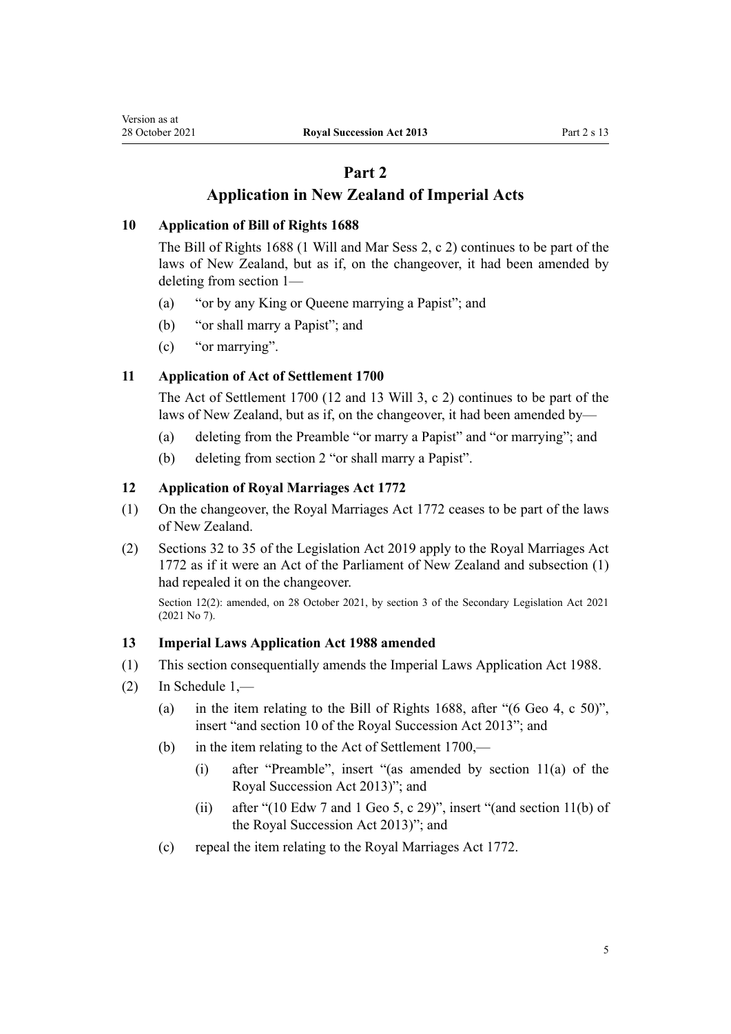# Part 2
## Application in New Zealand of Imperial Acts

### 10 Application of Bill of Rights 1688

The Bill of Rights 1688 (1 Will and Mar Sess 2, c 2) continues to be part of the laws of New Zealand, but as if, on the changeover, it had been amended by deleting from section 1—

(a) "or by any King or Queene marrying a Papist"; and

(b) "or shall marry a Papist"; and

(c) "or marrying".

### 11 Application of Act of Settlement 1700

The Act of Settlement 1700 (12 and 13 Will 3, c 2) continues to be part of the laws of New Zealand, but as if, on the changeover, it had been amended by—

(a) deleting from the Preamble "or marry a Papist" and "or marrying"; and

(b) deleting from section 2 "or shall marry a Papist".

### 12 Application of Royal Marriages Act 1772

(1) On the changeover, the Royal Marriages Act 1772 ceases to be part of the laws of New Zealand.

(2) Sections 32 to 35 of the Legislation Act 2019 apply to the Royal Marriages Act 1772 as if it were an Act of the Parliament of New Zealand and subsection (1) had repealed it on the changeover.

Section 12(2): amended, on 28 October 2021, by section 3 of the Secondary Legislation Act 2021 (2021 No 7).

### 13 Imperial Laws Application Act 1988 amended

(1) This section consequentially amends the Imperial Laws Application Act 1988.

(2) In Schedule 1,—

(a) in the item relating to the Bill of Rights 1688, after "(6 Geo 4, c 50)", insert "and section 10 of the Royal Succession Act 2013"; and

(b) in the item relating to the Act of Settlement 1700,—

(i) after "Preamble", insert "(as amended by section 11(a) of the Royal Succession Act 2013)"; and

(ii) after "(10 Edw 7 and 1 Geo 5, c 29)", insert "(and section 11(b) of the Royal Succession Act 2013)"; and

(c) repeal the item relating to the Royal Marriages Act 1772.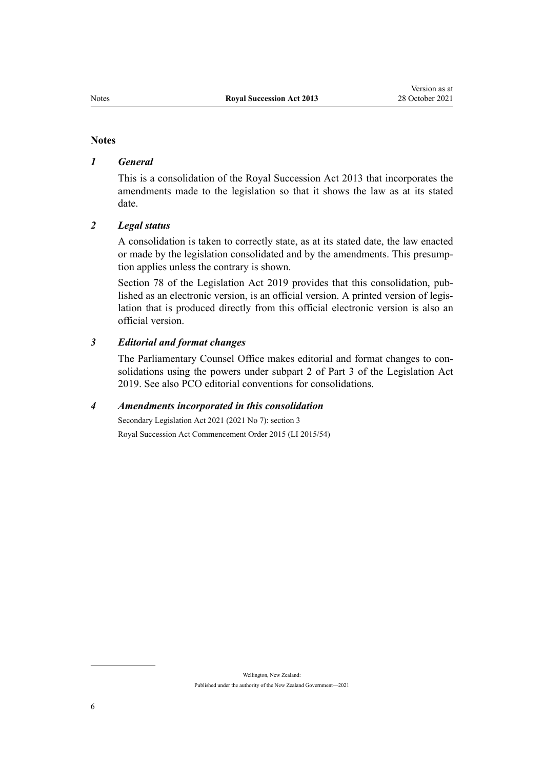## Notes

### *1 General*

This is a consolidation of the Royal Succession Act 2013 that incorporates the amendments made to the legislation so that it shows the law as at its stated date.

### *2 Legal status*

A consolidation is taken to correctly state, as at its stated date, the law enacted or made by the legislation consolidated and by the amendments. This presumption applies unless the contrary is shown.

Section 78 of the Legislation Act 2019 provides that this consolidation, published as an electronic version, is an official version. A printed version of legislation that is produced directly from this official electronic version is also an official version.

### *3 Editorial and format changes*

The Parliamentary Counsel Office makes editorial and format changes to consolidations using the powers under subpart 2 of Part 3 of the Legislation Act 2019. See also PCO editorial conventions for consolidations.

### *4 Amendments incorporated in this consolidation*

Secondary Legislation Act 2021 (2021 No 7): section 3

Royal Succession Act Commencement Order 2015 (LI 2015/54)

Wellington, New Zealand:

Published under the authority of the New Zealand Government—2021